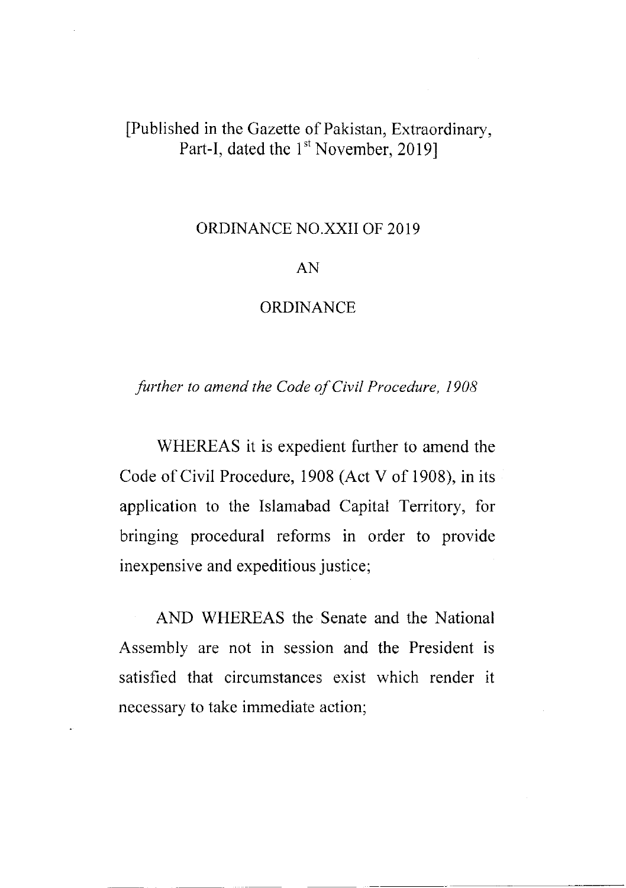[Published in the Gazette of Pakistan, Extraordinary, Part-I, dated the 1st November, 2019]

# ORDINANCE NO.XXII OF 2019

## AN

## ORDINANCE

*further to amend the Code of Civil Procedure, 1908*

WHEREAS it is expedient further to amend the Code of Civil Procedure, 1908 (Act V of 1908), in its application to the Islamabad Capital Territory, for bringing procedural reforms in order to provide inexpensive and expeditious justice;

AND WHEREAS the Senate and the National Assembly are not in session and the President is satisfied that circumstances exist which render it necessary to take immediate action;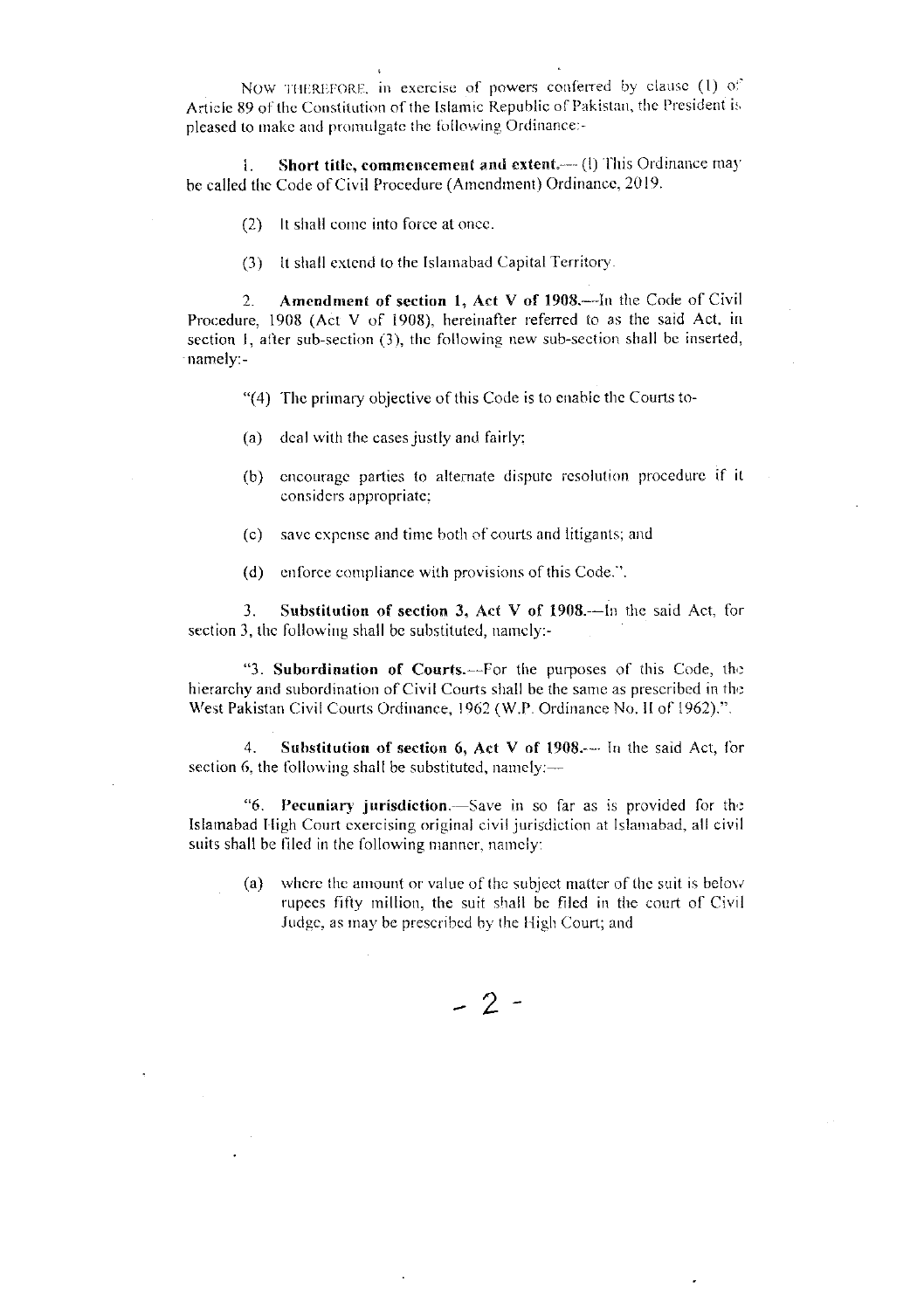NOW THEREFORE, in exercise of powers conferred by clause (1) of Article 89 of the Constitution of the Islamic Republic of Pakistan, the President is pleased to make and promulgate the following Ordinance:-

1. **Short title, commencement and extent.**— (1) This Ordinance may be called the Code of Civil Procedure (Amendment) Ordinance, 2019.

(2) It shall come into force at once.

(3) It shall extend to the Islamabad Capital Territory.

2. **Amendment of section 1, Act V of 1908.**—In the Code of Civil Procedure, 1908 (Act V of 1908), hereinafter referred to as the said Act, in section 1, after sub-section (3), the following new sub-section shall be inserted, namely:-

"(4) The primary objective of this Code is to enable the Courts to-

(a) deal with the cases justly and fairly;

(b) encourage parties to alternate dispute resolution procedure if it considers appropriate;

(c) save expense and time both of courts and litigants; and

(d) enforce compliance with provisions of this Code.".

3. **Substitution of section 3, Act V of 1908.**—In the said Act, for section 3, the following shall be substituted, namely:-

"3. **Subordination of Courts.**—For the purposes of this Code, the hierarchy and subordination of Civil Courts shall be the same as prescribed in the West Pakistan Civil Courts Ordinance, 1962 (W.P. Ordinance No. II of 1962).".

4. **Substitution of section 6, Act V of 1908.**— In the said Act, for section 6, the following shall be substituted, namely:—

"6. **Pecuniary jurisdiction.**—Save in so far as is provided for the Islamabad High Court exercising original civil jurisdiction at Islamabad, all civil suits shall be filed in the following manner, namely:

(a) where the amount or value of the subject matter of the suit is below rupees fifty million, the suit shall be filed in the court of Civil Judge, as may be prescribed by the High Court; and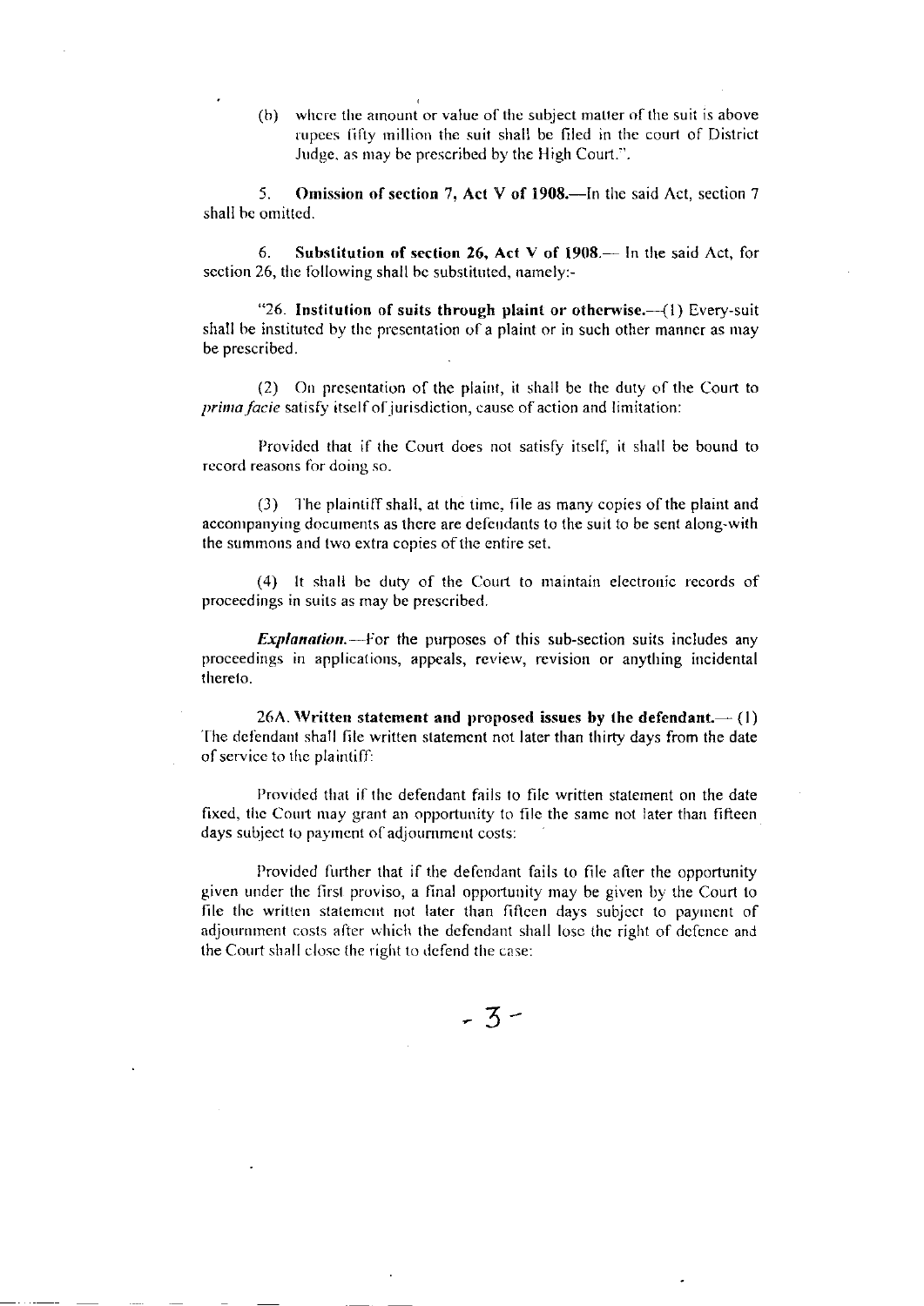(b) where the amount or value of the subject matter of the suit is above rupees fifty million the suit shall be filed in the court of District Judge, as may be prescribed by the High Court.".

5. **Omission of section 7, Act V of 1908.**—In the said Act, section 7 shall be omitted.

6. **Substitution of section 26, Act V of 1908.**— In the said Act, for section 26, the following shall be substituted, namely:-

"26. **Institution of suits through plaint or otherwise.**—(1) Every-suit shall be instituted by the presentation of a plaint or in such other manner as may be prescribed.

(2) On presentation of the plaint, it shall be the duty of the Court to *prima facie* satisfy itself of jurisdiction, cause of action and limitation:

Provided that if the Court does not satisfy itself, it shall be bound to record reasons for doing so.

(3) The plaintiff shall, at the time, file as many copies of the plaint and accompanying documents as there are defendants to the suit to be sent along-with the summons and two extra copies of the entire set.

(4) It shall be duty of the Court to maintain electronic records of proceedings in suits as may be prescribed.

***Explanation.***—For the purposes of this sub-section suits includes any proceedings in applications, appeals, review, revision or anything incidental thereto.

26A. **Written statement and proposed issues by the defendant.**— (1) The defendant shall file written statement not later than thirty days from the date of service to the plaintiff:

Provided that if the defendant fails to file written statement on the date fixed, the Court may grant an opportunity to file the same not later than fifteen days subject to payment of adjournment costs:

Provided further that if the defendant fails to file after the opportunity given under the first proviso, a final opportunity may be given by the Court to file the written statement not later than fifteen days subject to payment of adjournment costs after which the defendant shall lose the right of defence and the Court shall close the right to defend the case: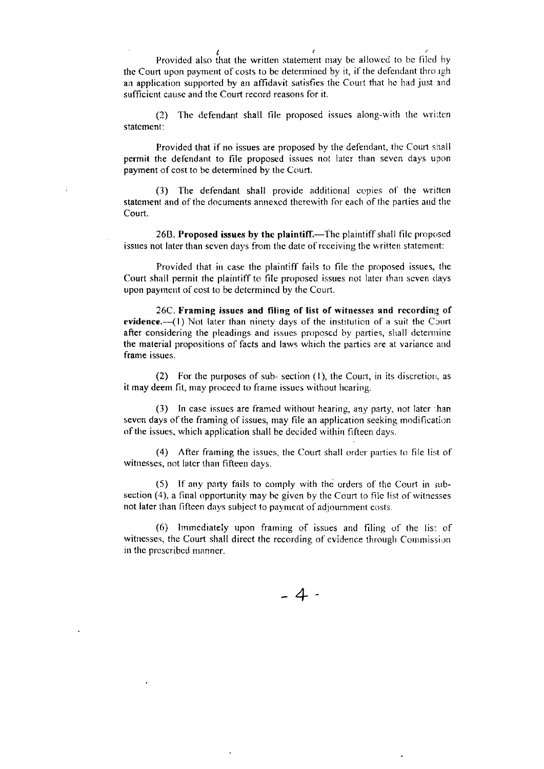Provided also that the written statement may be allowed to be filed by the Court upon payment of costs to be determined by it, if the defendant through an application supported by an affidavit satisfies the Court that he had just and sufficient cause and the Court record reasons for it.

(2) The defendant shall file proposed issues along-with the written statement:

Provided that if no issues are proposed by the defendant, the Court shall permit the defendant to file proposed issues not later than seven days upon payment of cost to be determined by the Court.

(3) The defendant shall provide additional copies of the written statement and of the documents annexed therewith for each of the parties and the Court.

26B. **Proposed issues by the plaintiff.**—The plaintiff shall file proposed issues not later than seven days from the date of receiving the written statement:

Provided that in case the plaintiff fails to file the proposed issues, the Court shall permit the plaintiff to file proposed issues not later than seven days upon payment of cost to be determined by the Court.

26C. **Framing issues and filing of list of witnesses and recording of evidence.**—(1) Not later than ninety days of the institution of a suit the Court after considering the pleadings and issues proposed by parties, shall determine the material propositions of facts and laws which the parties are at variance and frame issues.

(2) For the purposes of sub- section (1), the Court, in its discretion, as it may deem fit, may proceed to frame issues without hearing.

(3) In case issues are framed without hearing, any party, not later than seven days of the framing of issues, may file an application seeking modification of the issues, which application shall be decided within fifteen days.

(4) After framing the issues, the Court shall order parties to file list of witnesses, not later than fifteen days.

(5) If any party fails to comply with the orders of the Court in sub-section (4), a final opportunity may be given by the Court to file list of witnesses not later than fifteen days subject to payment of adjournment costs.

(6) Immediately upon framing of issues and filing of the list of witnesses, the Court shall direct the recording of evidence through Commission in the prescribed manner.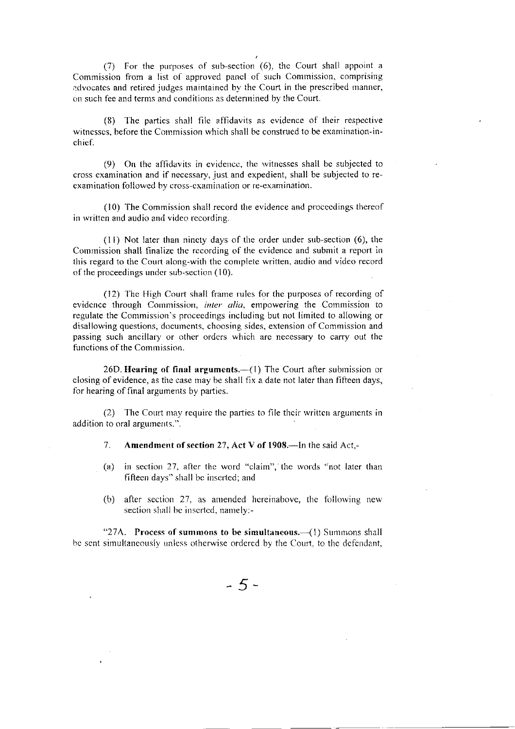(7) For the purposes of sub-section (6), the Court shall appoint a Commission from a list of approved panel of such Commission, comprising advocates and retired judges maintained by the Court in the prescribed manner, on such fee and terms and conditions as determined by the Court.

(8) The parties shall file affidavits as evidence of their respective witnesses, before the Commission which shall be construed to be examination-in-chief.

(9) On the affidavits in evidence, the witnesses shall be subjected to cross examination and if necessary, just and expedient, shall be subjected to re-examination followed by cross-examination or re-examination.

(10) The Commission shall record the evidence and proceedings thereof in written and audio and video recording.

(11) Not later than ninety days of the order under sub-section (6), the Commission shall finalize the recording of the evidence and submit a report in this regard to the Court along-with the complete written, audio and video record of the proceedings under sub-section (10).

(12) The High Court shall frame rules for the purposes of recording of evidence through Commission, *inter alia*, empowering the Commission to regulate the Commission's proceedings including but not limited to allowing or disallowing questions, documents, choosing sides, extension of Commission and passing such ancillary or other orders which are necessary to carry out the functions of the Commission.

26D. **Hearing of final arguments.**—(1) The Court after submission or closing of evidence, as the case may be shall fix a date not later than fifteen days, for hearing of final arguments by parties.

(2) The Court may require the parties to file their written arguments in addition to oral arguments.".

7. **Amendment of section 27, Act V of 1908.**—In the said Act,-

(a) in section 27, after the word "claim", the words "not later than fifteen days" shall be inserted; and

(b) after section 27, as amended hereinabove, the following new section shall be inserted, namely:-

"27A. **Process of summons to be simultaneous.**—(1) Summons shall be sent simultaneously unless otherwise ordered by the Court, to the defendant,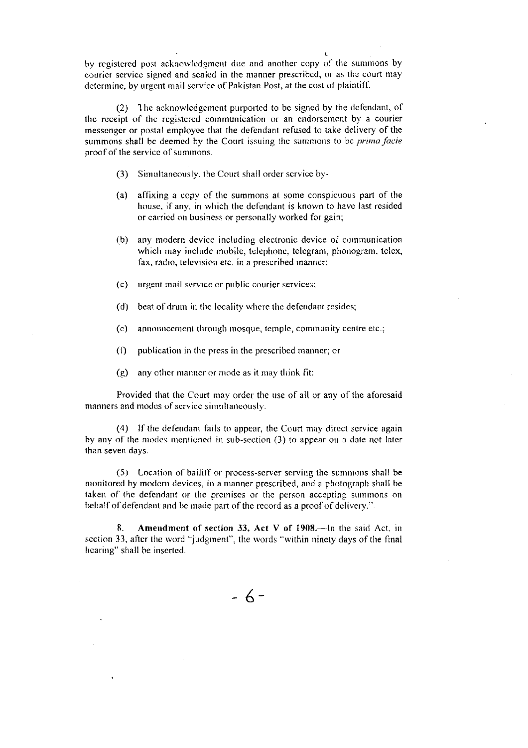by registered post acknowledgment due and another copy of the summons by courier service signed and sealed in the manner prescribed, or as the court may determine, by urgent mail service of Pakistan Post, at the cost of plaintiff.

(2) The acknowledgement purported to be signed by the defendant, of the receipt of the registered communication or an endorsement by a courier messenger or postal employee that the defendant refused to take delivery of the summons shall be deemed by the Court issuing the summons to be *prima facie* proof of the service of summons.

(3) Simultaneously, the Court shall order service by-

(a) affixing a copy of the summons at some conspicuous part of the house, if any, in which the defendant is known to have last resided or carried on business or personally worked for gain;

(b) any modern device including electronic device of communication which may include mobile, telephone, telegram, phonogram, telex, fax, radio, television etc. in a prescribed manner;

(c) urgent mail service or public courier services;

(d) beat of drum in the locality where the defendant resides;

(e) announcement through mosque, temple, community centre etc.;

(f) publication in the press in the prescribed manner; or

(g) any other manner or mode as it may think fit:

Provided that the Court may order the use of all or any of the aforesaid manners and modes of service simultaneously.

(4) If the defendant fails to appear, the Court may direct service again by any of the modes mentioned in sub-section (3) to appear on a date not later than seven days.

(5) Location of bailiff or process-server serving the summons shall be monitored by modern devices, in a manner prescribed, and a photograph shall be taken of the defendant or the premises or the person accepting summons on behalf of defendant and be made part of the record as a proof of delivery.".

8. **Amendment of section 33, Act V of 1908.**—In the said Act, in section 33, after the word "judgment", the words "within ninety days of the final hearing" shall be inserted.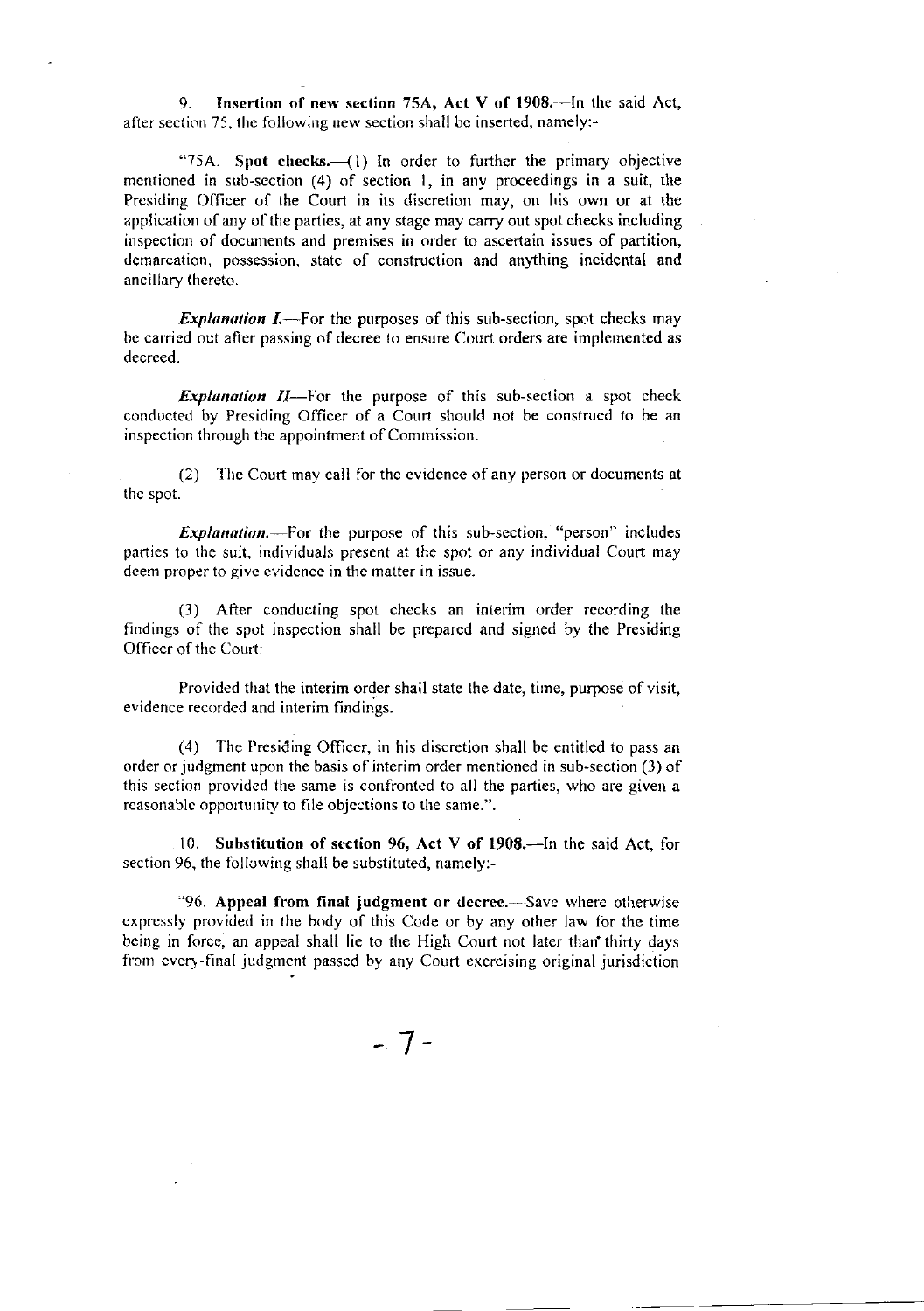9. **Insertion of new section 75A, Act V of 1908.**—In the said Act, after section 75, the following new section shall be inserted, namely:-

"75A. **Spot checks.**—(1) In order to further the primary objective mentioned in sub-section (4) of section 1, in any proceedings in a suit, the Presiding Officer of the Court in its discretion may, on his own or at the application of any of the parties, at any stage may carry out spot checks including inspection of documents and premises in order to ascertain issues of partition, demarcation, possession, state of construction and anything incidental and ancillary thereto.

***Explanation I.***—For the purposes of this sub-section, spot checks may be carried out after passing of decree to ensure Court orders are implemented as decreed.

***Explanation II***—For the purpose of this sub-section a spot check conducted by Presiding Officer of a Court should not be construed to be an inspection through the appointment of Commission.

(2) The Court may call for the evidence of any person or documents at the spot.

***Explanation.***—For the purpose of this sub-section, "person" includes parties to the suit, individuals present at the spot or any individual Court may deem proper to give evidence in the matter in issue.

(3) After conducting spot checks an interim order recording the findings of the spot inspection shall be prepared and signed by the Presiding Officer of the Court:

Provided that the interim order shall state the date, time, purpose of visit, evidence recorded and interim findings.

(4) The Presiding Officer, in his discretion shall be entitled to pass an order or judgment upon the basis of interim order mentioned in sub-section (3) of this section provided the same is confronted to all the parties, who are given a reasonable opportunity to file objections to the same.".

10. **Substitution of section 96, Act V of 1908.**—In the said Act, for section 96, the following shall be substituted, namely:-

"96. **Appeal from final judgment or decree.**—Save where otherwise expressly provided in the body of this Code or by any other law for the time being in force, an appeal shall lie to the High Court not later than thirty days from every-final judgment passed by any Court exercising original jurisdiction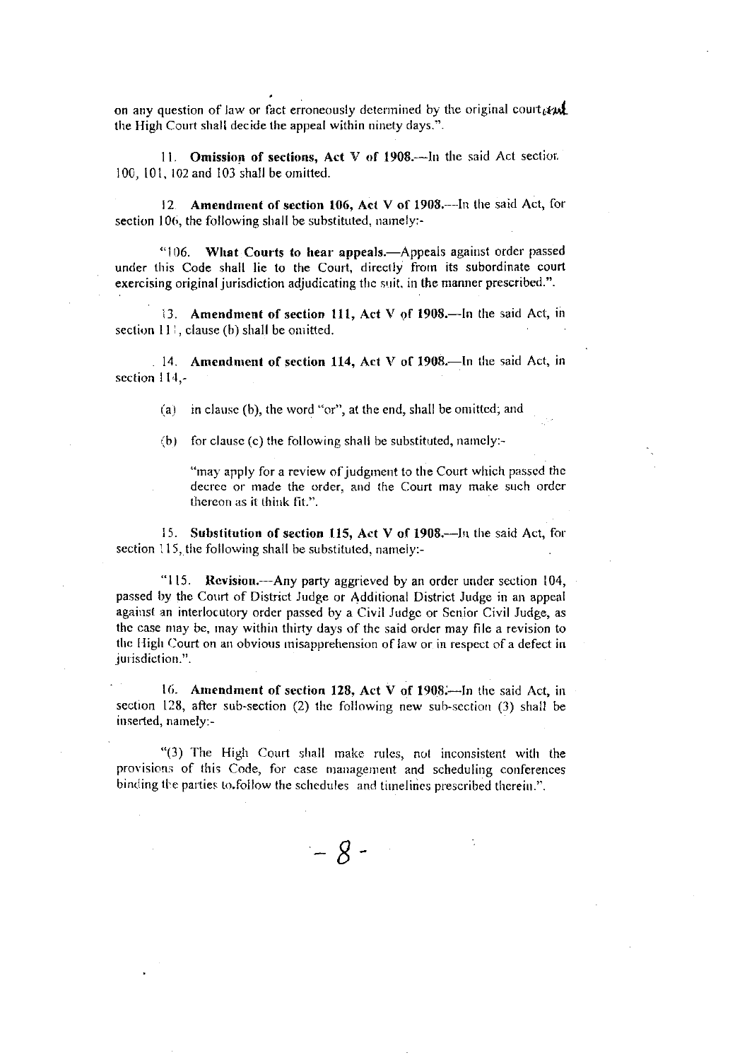on any question of law or fact erroneously determined by the original court and the High Court shall decide the appeal within ninety days.".

11. **Omission of sections, Act V of 1908.**—In the said Act section 100, 101, 102 and 103 shall be omitted.

12. **Amendment of section 106, Act V of 1908.**—In the said Act, for section 106, the following shall be substituted, namely:-

"106. **What Courts to hear appeals.**—Appeals against order passed under this Code shall lie to the Court, directly from its subordinate court exercising original jurisdiction adjudicating the suit, in the manner prescribed.".

13. **Amendment of section 111, Act V of 1908.**—In the said Act, in section 111, clause (b) shall be omitted.

14. **Amendment of section 114, Act V of 1908.**—In the said Act, in section 114,-

(a) in clause (b), the word "or", at the end, shall be omitted; and

(b) for clause (c) the following shall be substituted, namely:-

"may apply for a review of judgment to the Court which passed the decree or made the order, and the Court may make such order thereon as it think fit.".

15. **Substitution of section 115, Act V of 1908.**—In the said Act, for section 115, the following shall be substituted, namely:-

"115. **Revision.**—Any party aggrieved by an order under section 104, passed by the Court of District Judge or Additional District Judge in an appeal against an interlocutory order passed by a Civil Judge or Senior Civil Judge, as the case may be, may within thirty days of the said order may file a revision to the High Court on an obvious misapprehension of law or in respect of a defect in jurisdiction.".

16. **Amendment of section 128, Act V of 1908.**—In the said Act, in section 128, after sub-section (2) the following new sub-section (3) shall be inserted, namely:-

"(3) The High Court shall make rules, not inconsistent with the provisions of this Code, for case management and scheduling conferences binding the parties to follow the schedules and timelines prescribed therein.".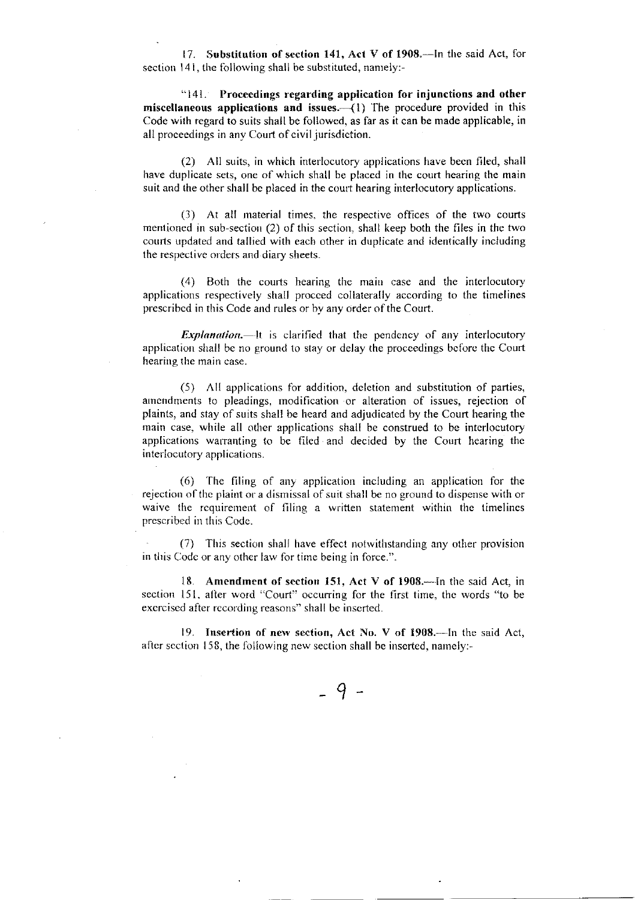17. **Substitution of section 141, Act V of 1908.**—In the said Act, for section 141, the following shall be substituted, namely:-

"141. **Proceedings regarding application for injunctions and other miscellaneous applications and issues.**—(1) The procedure provided in this Code with regard to suits shall be followed, as far as it can be made applicable, in all proceedings in any Court of civil jurisdiction.

(2) All suits, in which interlocutory applications have been filed, shall have duplicate sets, one of which shall be placed in the court hearing the main suit and the other shall be placed in the court hearing interlocutory applications.

(3) At all material times, the respective offices of the two courts mentioned in sub-section (2) of this section, shall keep both the files in the two courts updated and tallied with each other in duplicate and identically including the respective orders and diary sheets.

(4) Both the courts hearing the main case and the interlocutory applications respectively shall proceed collaterally according to the timelines prescribed in this Code and rules or by any order of the Court.

***Explanation.***—It is clarified that the pendency of any interlocutory application shall be no ground to stay or delay the proceedings before the Court hearing the main case.

(5) All applications for addition, deletion and substitution of parties, amendments to pleadings, modification or alteration of issues, rejection of plaints, and stay of suits shall be heard and adjudicated by the Court hearing the main case, while all other applications shall be construed to be interlocutory applications warranting to be filed and decided by the Court hearing the interlocutory applications.

(6) The filing of any application including an application for the rejection of the plaint or a dismissal of suit shall be no ground to dispense with or waive the requirement of filing a written statement within the timelines prescribed in this Code.

(7) This section shall have effect notwithstanding any other provision in this Code or any other law for time being in force.".

18. **Amendment of section 151, Act V of 1908.**—In the said Act, in section 151, after word "Court" occurring for the first time, the words "to be exercised after recording reasons" shall be inserted.

19. **Insertion of new section, Act No. V of 1908.**—In the said Act, after section 158, the following new section shall be inserted, namely:-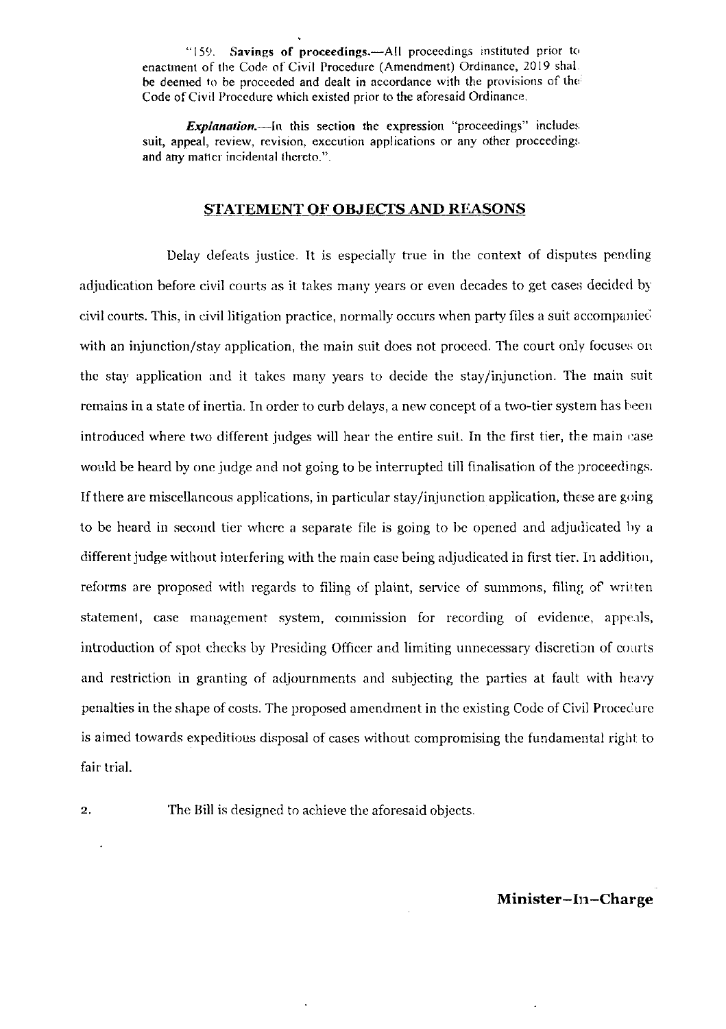"159. **Savings of proceedings.**—All proceedings instituted prior to enactment of the Code of Civil Procedure (Amendment) Ordinance, 2019 shall be deemed to be proceeded and dealt in accordance with the provisions of the Code of Civil Procedure which existed prior to the aforesaid Ordinance.

***Explanation.***—In this section the expression "proceedings" includes suit, appeal, review, revision, execution applications or any other proceedings and any matter incidental thereto.".

## STATEMENT OF OBJECTS AND REASONS

Delay defeats justice. It is especially true in the context of disputes pending adjudication before civil courts as it takes many years or even decades to get cases decided by civil courts. This, in civil litigation practice, normally occurs when party files a suit accompanied with an injunction/stay application, the main suit does not proceed. The court only focuses on the stay application and it takes many years to decide the stay/injunction. The main suit remains in a state of inertia. In order to curb delays, a new concept of a two-tier system has been introduced where two different judges will hear the entire suit. In the first tier, the main case would be heard by one judge and not going to be interrupted till finalisation of the proceedings. If there are miscellaneous applications, in particular stay/injunction application, these are going to be heard in second tier where a separate file is going to be opened and adjudicated by a different judge without interfering with the main case being adjudicated in first tier. In addition, reforms are proposed with regards to filing of plaint, service of summons, filing of written statement, case management system, commission for recording of evidence, appeals, introduction of spot checks by Presiding Officer and limiting unnecessary discretion of courts and restriction in granting of adjournments and subjecting the parties at fault with heavy penalties in the shape of costs. The proposed amendment in the existing Code of Civil Procedure is aimed towards expeditious disposal of cases without compromising the fundamental right to fair trial.

2. The Bill is designed to achieve the aforesaid objects.

**Minister-In-Charge**